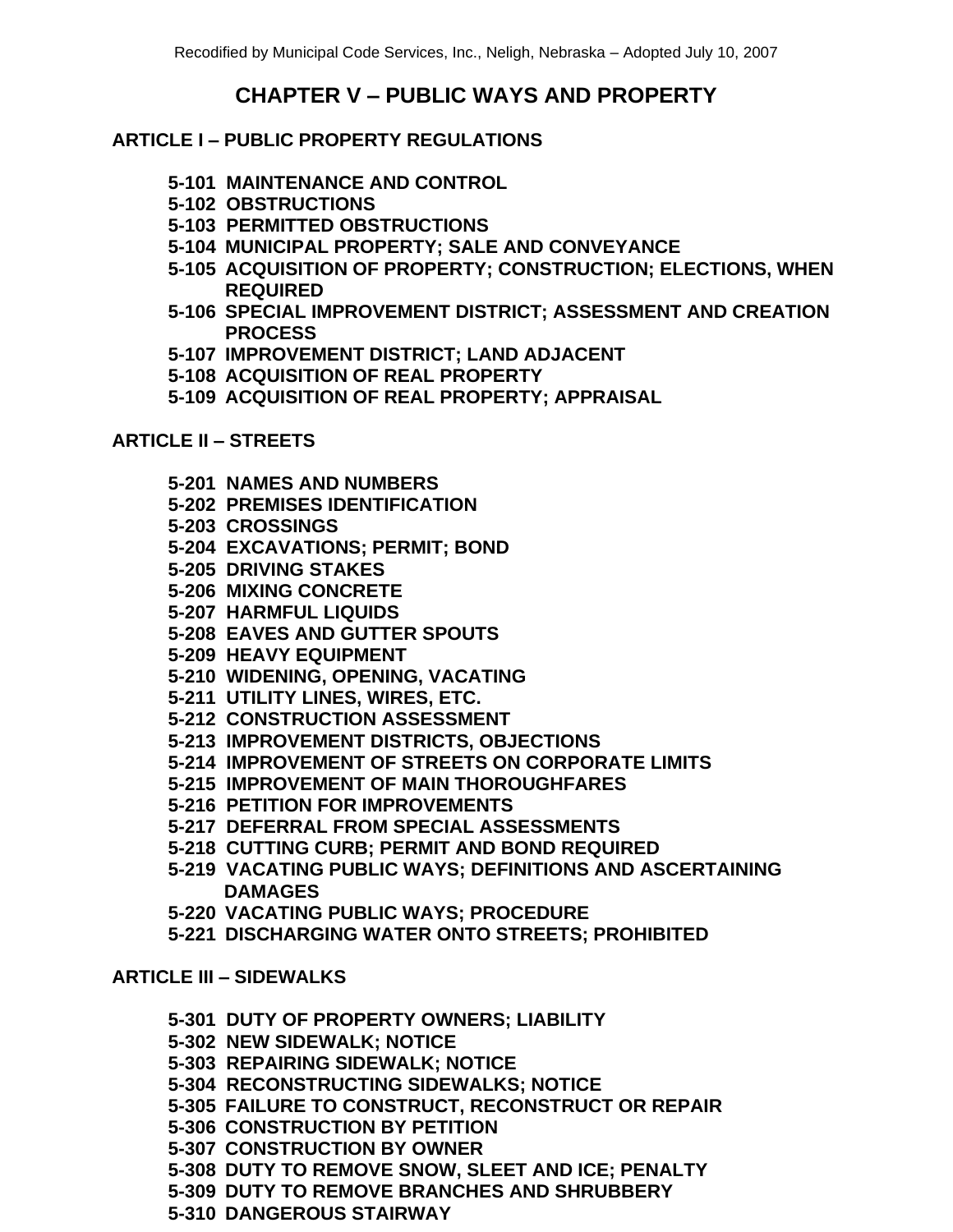# CHAPTER V – PUBLIC WAYS AND PROPERTY

## ARTICLE I – PUBLIC PROPERTY REGULATIONS

- **5-101 MAINTENANCE AND CONTROL**
- **5-102 OBSTRUCTIONS**
- **5-103 PERMITTED OBSTRUCTIONS**
- **5-104 MUNICIPAL PROPERTY; SALE AND CONVEYANCE**
- **5-105 ACQUISITION OF PROPERTY; CONSTRUCTION; ELECTIONS, WHEN REQUIRED**
- **5-106 SPECIAL IMPROVEMENT DISTRICT; ASSESSMENT AND CREATION PROCESS**
- **5-107 IMPROVEMENT DISTRICT; LAND ADJACENT**
- **5-108 ACQUISITION OF REAL PROPERTY**
- **5-109 ACQUISITION OF REAL PROPERTY; APPRAISAL**

## ARTICLE II – STREETS

- **5-201 NAMES AND NUMBERS**
- **5-202 PREMISES IDENTIFICATION**
- **5-203 CROSSINGS**
- **5-204 EXCAVATIONS; PERMIT; BOND**
- **5-205 DRIVING STAKES**
- **5-206 MIXING CONCRETE**
- **5-207 HARMFUL LIQUIDS**
- **5-208 EAVES AND GUTTER SPOUTS**
- **5-209 HEAVY EQUIPMENT**
- **5-210 WIDENING, OPENING, VACATING**
- **5-211 UTILITY LINES, WIRES, ETC.**
- **5-212 CONSTRUCTION ASSESSMENT**
- **5-213 IMPROVEMENT DISTRICTS, OBJECTIONS**
- **5-214 IMPROVEMENT OF STREETS ON CORPORATE LIMITS**
- **5-215 IMPROVEMENT OF MAIN THOROUGHFARES**
- **5-216 PETITION FOR IMPROVEMENTS**
- **5-217 DEFERRAL FROM SPECIAL ASSESSMENTS**
- **5-218 CUTTING CURB; PERMIT AND BOND REQUIRED**
- **5-219 VACATING PUBLIC WAYS; DEFINITIONS AND ASCERTAINING DAMAGES**
- **5-220 VACATING PUBLIC WAYS; PROCEDURE**
- **5-221 DISCHARGING WATER ONTO STREETS; PROHIBITED**

## ARTICLE III – SIDEWALKS

- **5-301 DUTY OF PROPERTY OWNERS; LIABILITY**
- **5-302 NEW SIDEWALK; NOTICE**
- **5-303 REPAIRING SIDEWALK; NOTICE**
- **5-304 RECONSTRUCTING SIDEWALKS; NOTICE**
- **5-305 FAILURE TO CONSTRUCT, RECONSTRUCT OR REPAIR**
- **5-306 CONSTRUCTION BY PETITION**
- **5-307 CONSTRUCTION BY OWNER**
- **5-308 DUTY TO REMOVE SNOW, SLEET AND ICE; PENALTY**
- **5-309 DUTY TO REMOVE BRANCHES AND SHRUBBERY**
- **5-310 DANGEROUS STAIRWAY**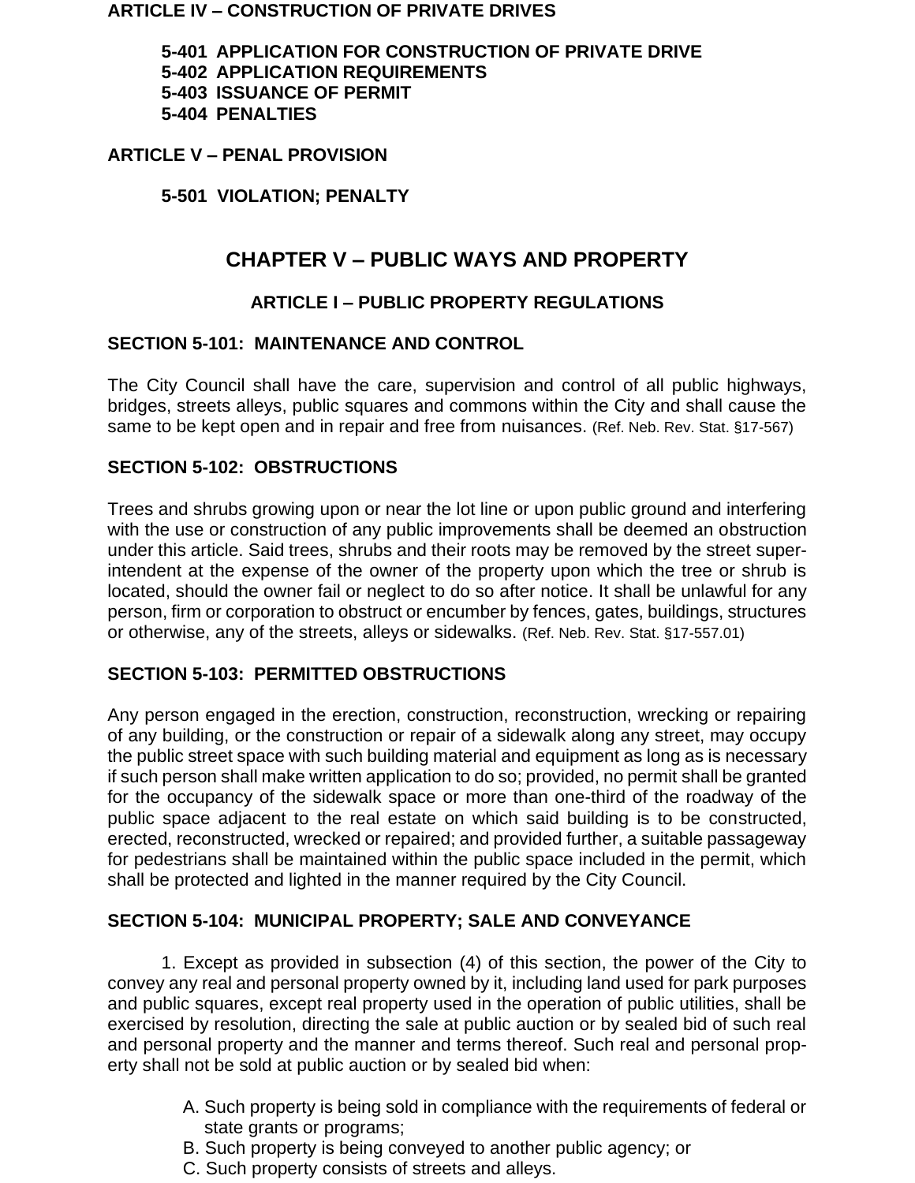**ARTICLE IV – CONSTRUCTION OF PRIVATE DRIVES**

**5-401 APPLICATION FOR CONSTRUCTION OF PRIVATE DRIVE**
**5-402 APPLICATION REQUIREMENTS**
**5-403 ISSUANCE OF PERMIT**
**5-404 PENALTIES**

**ARTICLE V – PENAL PROVISION**

**5-501 VIOLATION; PENALTY**

# CHAPTER V – PUBLIC WAYS AND PROPERTY

## ARTICLE I – PUBLIC PROPERTY REGULATIONS

### SECTION 5-101: MAINTENANCE AND CONTROL

The City Council shall have the care, supervision and control of all public highways, bridges, streets alleys, public squares and commons within the City and shall cause the same to be kept open and in repair and free from nuisances. (Ref. Neb. Rev. Stat. §17-567)

### SECTION 5-102: OBSTRUCTIONS

Trees and shrubs growing upon or near the lot line or upon public ground and interfering with the use or construction of any public improvements shall be deemed an obstruction under this article. Said trees, shrubs and their roots may be removed by the street superintendent at the expense of the owner of the property upon which the tree or shrub is located, should the owner fail or neglect to do so after notice. It shall be unlawful for any person, firm or corporation to obstruct or encumber by fences, gates, buildings, structures or otherwise, any of the streets, alleys or sidewalks. (Ref. Neb. Rev. Stat. §17-557.01)

### SECTION 5-103: PERMITTED OBSTRUCTIONS

Any person engaged in the erection, construction, reconstruction, wrecking or repairing of any building, or the construction or repair of a sidewalk along any street, may occupy the public street space with such building material and equipment as long as is necessary if such person shall make written application to do so; provided, no permit shall be granted for the occupancy of the sidewalk space or more than one-third of the roadway of the public space adjacent to the real estate on which said building is to be constructed, erected, reconstructed, wrecked or repaired; and provided further, a suitable passageway for pedestrians shall be maintained within the public space included in the permit, which shall be protected and lighted in the manner required by the City Council.

### SECTION 5-104: MUNICIPAL PROPERTY; SALE AND CONVEYANCE

1. Except as provided in subsection (4) of this section, the power of the City to convey any real and personal property owned by it, including land used for park purposes and public squares, except real property used in the operation of public utilities, shall be exercised by resolution, directing the sale at public auction or by sealed bid of such real and personal property and the manner and terms thereof. Such real and personal property shall not be sold at public auction or by sealed bid when:

   A. Such property is being sold in compliance with the requirements of federal or state grants or programs;
   B. Such property is being conveyed to another public agency; or
   C. Such property consists of streets and alleys.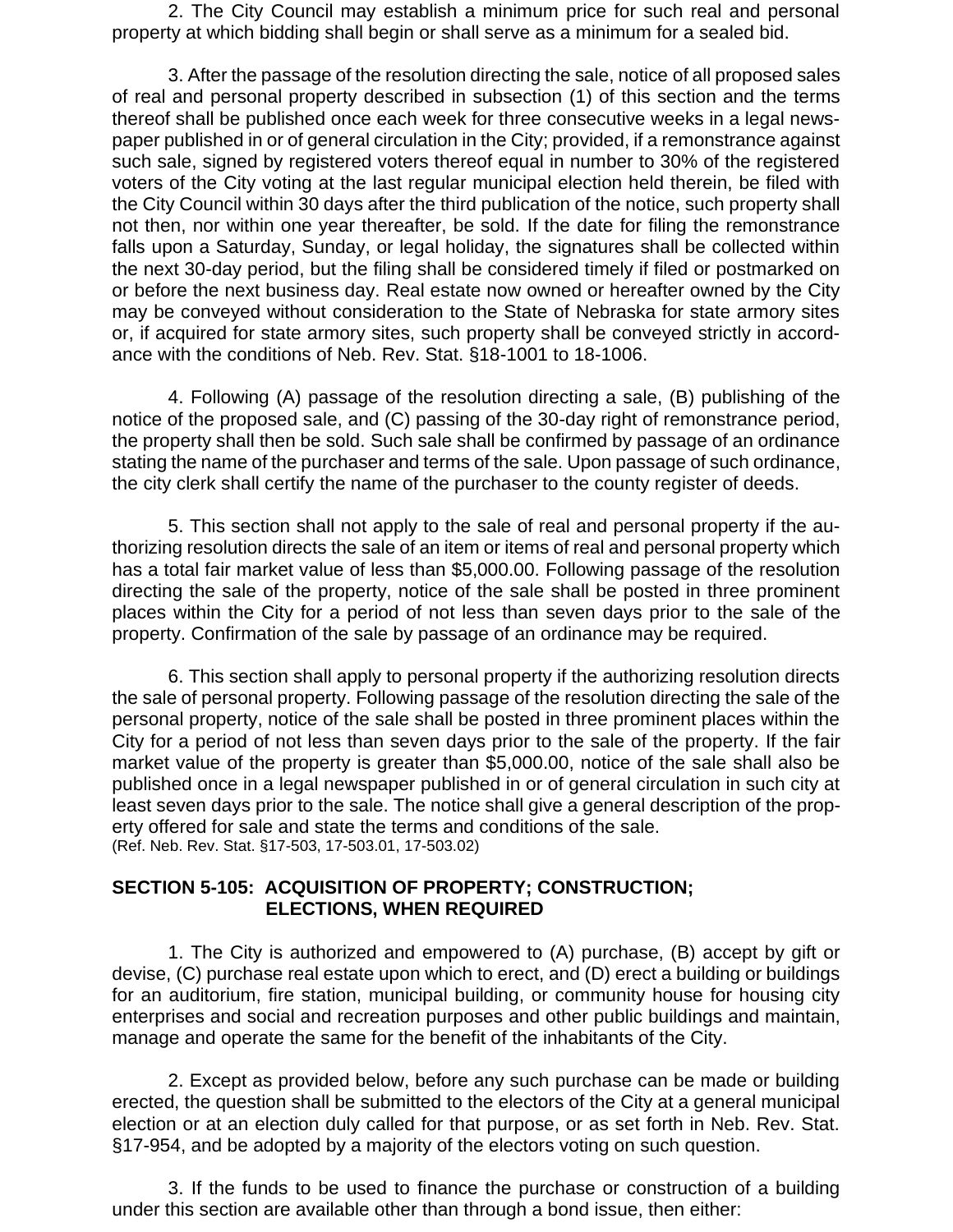2. The City Council may establish a minimum price for such real and personal property at which bidding shall begin or shall serve as a minimum for a sealed bid.

3. After the passage of the resolution directing the sale, notice of all proposed sales of real and personal property described in subsection (1) of this section and the terms thereof shall be published once each week for three consecutive weeks in a legal newspaper published in or of general circulation in the City; provided, if a remonstrance against such sale, signed by registered voters thereof equal in number to 30% of the registered voters of the City voting at the last regular municipal election held therein, be filed with the City Council within 30 days after the third publication of the notice, such property shall not then, nor within one year thereafter, be sold. If the date for filing the remonstrance falls upon a Saturday, Sunday, or legal holiday, the signatures shall be collected within the next 30-day period, but the filing shall be considered timely if filed or postmarked on or before the next business day. Real estate now owned or hereafter owned by the City may be conveyed without consideration to the State of Nebraska for state armory sites or, if acquired for state armory sites, such property shall be conveyed strictly in accordance with the conditions of Neb. Rev. Stat. §18-1001 to 18-1006.

4. Following (A) passage of the resolution directing a sale, (B) publishing of the notice of the proposed sale, and (C) passing of the 30-day right of remonstrance period, the property shall then be sold. Such sale shall be confirmed by passage of an ordinance stating the name of the purchaser and terms of the sale. Upon passage of such ordinance, the city clerk shall certify the name of the purchaser to the county register of deeds.

5. This section shall not apply to the sale of real and personal property if the authorizing resolution directs the sale of an item or items of real and personal property which has a total fair market value of less than $5,000.00. Following passage of the resolution directing the sale of the property, notice of the sale shall be posted in three prominent places within the City for a period of not less than seven days prior to the sale of the property. Confirmation of the sale by passage of an ordinance may be required.

6. This section shall apply to personal property if the authorizing resolution directs the sale of personal property. Following passage of the resolution directing the sale of the personal property, notice of the sale shall be posted in three prominent places within the City for a period of not less than seven days prior to the sale of the property. If the fair market value of the property is greater than $5,000.00, notice of the sale shall also be published once in a legal newspaper published in or of general circulation in such city at least seven days prior to the sale. The notice shall give a general description of the property offered for sale and state the terms and conditions of the sale.
(Ref. Neb. Rev. Stat. §17-503, 17-503.01, 17-503.02)

**SECTION 5-105: ACQUISITION OF PROPERTY; CONSTRUCTION; ELECTIONS, WHEN REQUIRED**

1. The City is authorized and empowered to (A) purchase, (B) accept by gift or devise, (C) purchase real estate upon which to erect, and (D) erect a building or buildings for an auditorium, fire station, municipal building, or community house for housing city enterprises and social and recreation purposes and other public buildings and maintain, manage and operate the same for the benefit of the inhabitants of the City.

2. Except as provided below, before any such purchase can be made or building erected, the question shall be submitted to the electors of the City at a general municipal election or at an election duly called for that purpose, or as set forth in Neb. Rev. Stat. §17-954, and be adopted by a majority of the electors voting on such question.

3. If the funds to be used to finance the purchase or construction of a building under this section are available other than through a bond issue, then either: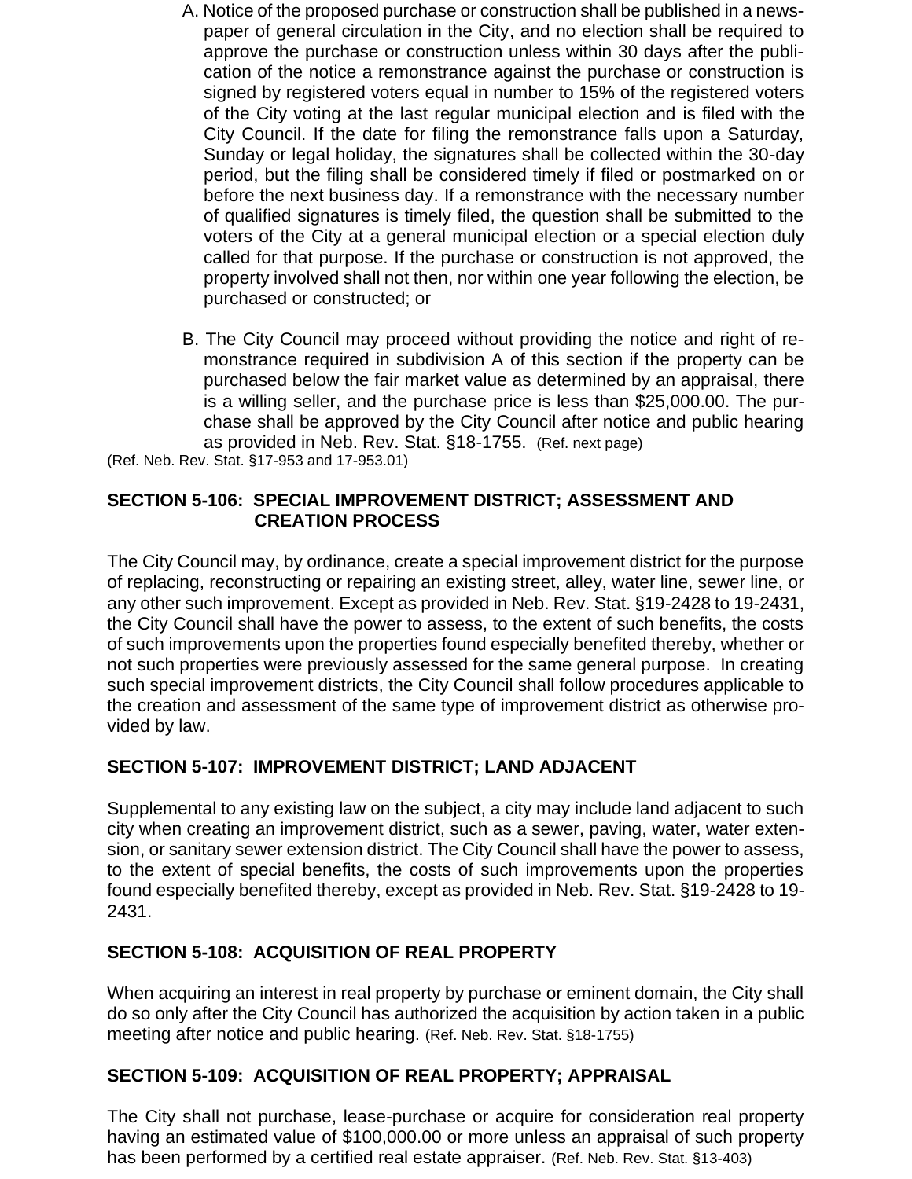A. Notice of the proposed purchase or construction shall be published in a newspaper of general circulation in the City, and no election shall be required to approve the purchase or construction unless within 30 days after the publication of the notice a remonstrance against the purchase or construction is signed by registered voters equal in number to 15% of the registered voters of the City voting at the last regular municipal election and is filed with the City Council. If the date for filing the remonstrance falls upon a Saturday, Sunday or legal holiday, the signatures shall be collected within the 30-day period, but the filing shall be considered timely if filed or postmarked on or before the next business day. If a remonstrance with the necessary number of qualified signatures is timely filed, the question shall be submitted to the voters of the City at a general municipal election or a special election duly called for that purpose. If the purchase or construction is not approved, the property involved shall not then, nor within one year following the election, be purchased or constructed; or

B. The City Council may proceed without providing the notice and right of remonstrance required in subdivision A of this section if the property can be purchased below the fair market value as determined by an appraisal, there is a willing seller, and the purchase price is less than $25,000.00. The purchase shall be approved by the City Council after notice and public hearing as provided in Neb. Rev. Stat. §18-1755. (Ref. next page)

(Ref. Neb. Rev. Stat. §17-953 and 17-953.01)

## SECTION 5-106: SPECIAL IMPROVEMENT DISTRICT; ASSESSMENT AND CREATION PROCESS

The City Council may, by ordinance, create a special improvement district for the purpose of replacing, reconstructing or repairing an existing street, alley, water line, sewer line, or any other such improvement. Except as provided in Neb. Rev. Stat. §19-2428 to 19-2431, the City Council shall have the power to assess, to the extent of such benefits, the costs of such improvements upon the properties found especially benefited thereby, whether or not such properties were previously assessed for the same general purpose. In creating such special improvement districts, the City Council shall follow procedures applicable to the creation and assessment of the same type of improvement district as otherwise provided by law.

## SECTION 5-107: IMPROVEMENT DISTRICT; LAND ADJACENT

Supplemental to any existing law on the subject, a city may include land adjacent to such city when creating an improvement district, such as a sewer, paving, water, water extension, or sanitary sewer extension district. The City Council shall have the power to assess, to the extent of special benefits, the costs of such improvements upon the properties found especially benefited thereby, except as provided in Neb. Rev. Stat. §19-2428 to 19-2431.

## SECTION 5-108: ACQUISITION OF REAL PROPERTY

When acquiring an interest in real property by purchase or eminent domain, the City shall do so only after the City Council has authorized the acquisition by action taken in a public meeting after notice and public hearing. (Ref. Neb. Rev. Stat. §18-1755)

## SECTION 5-109: ACQUISITION OF REAL PROPERTY; APPRAISAL

The City shall not purchase, lease-purchase or acquire for consideration real property having an estimated value of $100,000.00 or more unless an appraisal of such property has been performed by a certified real estate appraiser. (Ref. Neb. Rev. Stat. §13-403)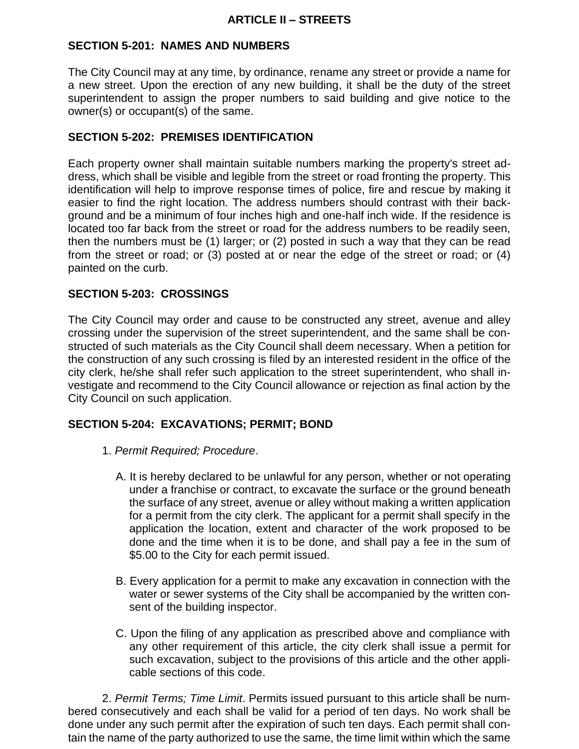## ARTICLE II – STREETS

### SECTION 5-201: NAMES AND NUMBERS

The City Council may at any time, by ordinance, rename any street or provide a name for a new street. Upon the erection of any new building, it shall be the duty of the street superintendent to assign the proper numbers to said building and give notice to the owner(s) or occupant(s) of the same.

### SECTION 5-202: PREMISES IDENTIFICATION

Each property owner shall maintain suitable numbers marking the property's street address, which shall be visible and legible from the street or road fronting the property. This identification will help to improve response times of police, fire and rescue by making it easier to find the right location. The address numbers should contrast with their background and be a minimum of four inches high and one-half inch wide. If the residence is located too far back from the street or road for the address numbers to be readily seen, then the numbers must be (1) larger; or (2) posted in such a way that they can be read from the street or road; or (3) posted at or near the edge of the street or road; or (4) painted on the curb.

### SECTION 5-203: CROSSINGS

The City Council may order and cause to be constructed any street, avenue and alley crossing under the supervision of the street superintendent, and the same shall be constructed of such materials as the City Council shall deem necessary. When a petition for the construction of any such crossing is filed by an interested resident in the office of the city clerk, he/she shall refer such application to the street superintendent, who shall investigate and recommend to the City Council allowance or rejection as final action by the City Council on such application.

### SECTION 5-204: EXCAVATIONS; PERMIT; BOND

1. *Permit Required; Procedure*.

   A. It is hereby declared to be unlawful for any person, whether or not operating under a franchise or contract, to excavate the surface or the ground beneath the surface of any street, avenue or alley without making a written application for a permit from the city clerk. The applicant for a permit shall specify in the application the location, extent and character of the work proposed to be done and the time when it is to be done, and shall pay a fee in the sum of $5.00 to the City for each permit issued.

   B. Every application for a permit to make any excavation in connection with the water or sewer systems of the City shall be accompanied by the written consent of the building inspector.

   C. Upon the filing of any application as prescribed above and compliance with any other requirement of this article, the city clerk shall issue a permit for such excavation, subject to the provisions of this article and the other applicable sections of this code.

2. *Permit Terms; Time Limit*. Permits issued pursuant to this article shall be numbered consecutively and each shall be valid for a period of ten days. No work shall be done under any such permit after the expiration of such ten days. Each permit shall contain the name of the party authorized to use the same, the time limit within which the same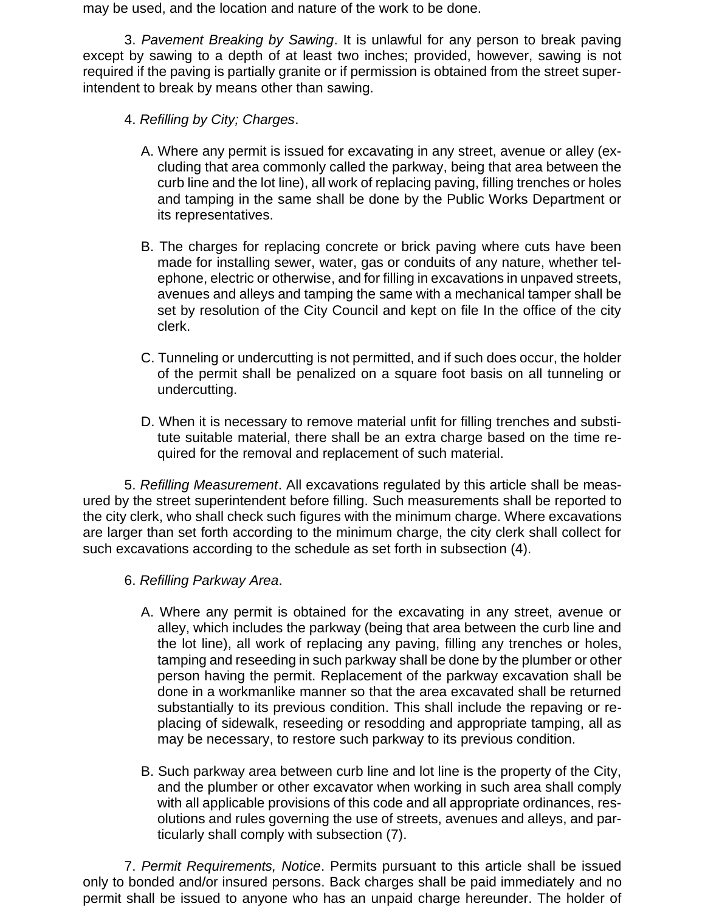may be used, and the location and nature of the work to be done.

3. *Pavement Breaking by Sawing*. It is unlawful for any person to break paving except by sawing to a depth of at least two inches; provided, however, sawing is not required if the paving is partially granite or if permission is obtained from the street superintendent to break by means other than sawing.

4. *Refilling by City; Charges*.

A. Where any permit is issued for excavating in any street, avenue or alley (excluding that area commonly called the parkway, being that area between the curb line and the lot line), all work of replacing paving, filling trenches or holes and tamping in the same shall be done by the Public Works Department or its representatives.

B. The charges for replacing concrete or brick paving where cuts have been made for installing sewer, water, gas or conduits of any nature, whether telephone, electric or otherwise, and for filling in excavations in unpaved streets, avenues and alleys and tamping the same with a mechanical tamper shall be set by resolution of the City Council and kept on file In the office of the city clerk.

C. Tunneling or undercutting is not permitted, and if such does occur, the holder of the permit shall be penalized on a square foot basis on all tunneling or undercutting.

D. When it is necessary to remove material unfit for filling trenches and substitute suitable material, there shall be an extra charge based on the time required for the removal and replacement of such material.

5. *Refilling Measurement*. All excavations regulated by this article shall be measured by the street superintendent before filling. Such measurements shall be reported to the city clerk, who shall check such figures with the minimum charge. Where excavations are larger than set forth according to the minimum charge, the city clerk shall collect for such excavations according to the schedule as set forth in subsection (4).

6. *Refilling Parkway Area*.

A. Where any permit is obtained for the excavating in any street, avenue or alley, which includes the parkway (being that area between the curb line and the lot line), all work of replacing any paving, filling any trenches or holes, tamping and reseeding in such parkway shall be done by the plumber or other person having the permit. Replacement of the parkway excavation shall be done in a workmanlike manner so that the area excavated shall be returned substantially to its previous condition. This shall include the repaving or replacing of sidewalk, reseeding or resodding and appropriate tamping, all as may be necessary, to restore such parkway to its previous condition.

B. Such parkway area between curb line and lot line is the property of the City, and the plumber or other excavator when working in such area shall comply with all applicable provisions of this code and all appropriate ordinances, resolutions and rules governing the use of streets, avenues and alleys, and particularly shall comply with subsection (7).

7. *Permit Requirements, Notice*. Permits pursuant to this article shall be issued only to bonded and/or insured persons. Back charges shall be paid immediately and no permit shall be issued to anyone who has an unpaid charge hereunder. The holder of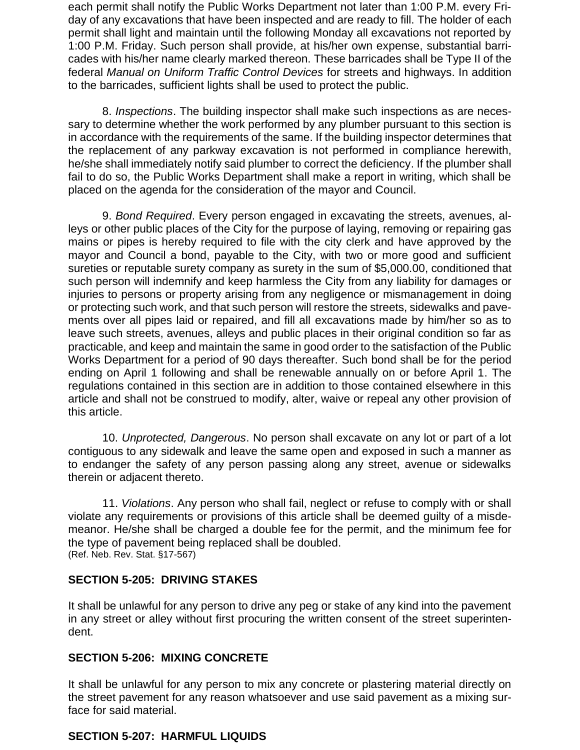each permit shall notify the Public Works Department not later than 1:00 P.M. every Friday of any excavations that have been inspected and are ready to fill. The holder of each permit shall light and maintain until the following Monday all excavations not reported by 1:00 P.M. Friday. Such person shall provide, at his/her own expense, substantial barricades with his/her name clearly marked thereon. These barricades shall be Type II of the federal *Manual on Uniform Traffic Control Devices* for streets and highways. In addition to the barricades, sufficient lights shall be used to protect the public.

8. *Inspections*. The building inspector shall make such inspections as are necessary to determine whether the work performed by any plumber pursuant to this section is in accordance with the requirements of the same. If the building inspector determines that the replacement of any parkway excavation is not performed in compliance herewith, he/she shall immediately notify said plumber to correct the deficiency. If the plumber shall fail to do so, the Public Works Department shall make a report in writing, which shall be placed on the agenda for the consideration of the mayor and Council.

9. *Bond Required*. Every person engaged in excavating the streets, avenues, alleys or other public places of the City for the purpose of laying, removing or repairing gas mains or pipes is hereby required to file with the city clerk and have approved by the mayor and Council a bond, payable to the City, with two or more good and sufficient sureties or reputable surety company as surety in the sum of $5,000.00, conditioned that such person will indemnify and keep harmless the City from any liability for damages or injuries to persons or property arising from any negligence or mismanagement in doing or protecting such work, and that such person will restore the streets, sidewalks and pavements over all pipes laid or repaired, and fill all excavations made by him/her so as to leave such streets, avenues, alleys and public places in their original condition so far as practicable, and keep and maintain the same in good order to the satisfaction of the Public Works Department for a period of 90 days thereafter. Such bond shall be for the period ending on April 1 following and shall be renewable annually on or before April 1. The regulations contained in this section are in addition to those contained elsewhere in this article and shall not be construed to modify, alter, waive or repeal any other provision of this article.

10. *Unprotected, Dangerous*. No person shall excavate on any lot or part of a lot contiguous to any sidewalk and leave the same open and exposed in such a manner as to endanger the safety of any person passing along any street, avenue or sidewalks therein or adjacent thereto.

11. *Violations*. Any person who shall fail, neglect or refuse to comply with or shall violate any requirements or provisions of this article shall be deemed guilty of a misdemeanor. He/she shall be charged a double fee for the permit, and the minimum fee for the type of pavement being replaced shall be doubled.
(Ref. Neb. Rev. Stat. §17-567)

## SECTION 5-205: DRIVING STAKES

It shall be unlawful for any person to drive any peg or stake of any kind into the pavement in any street or alley without first procuring the written consent of the street superintendent.

## SECTION 5-206: MIXING CONCRETE

It shall be unlawful for any person to mix any concrete or plastering material directly on the street pavement for any reason whatsoever and use said pavement as a mixing surface for said material.

## SECTION 5-207: HARMFUL LIQUIDS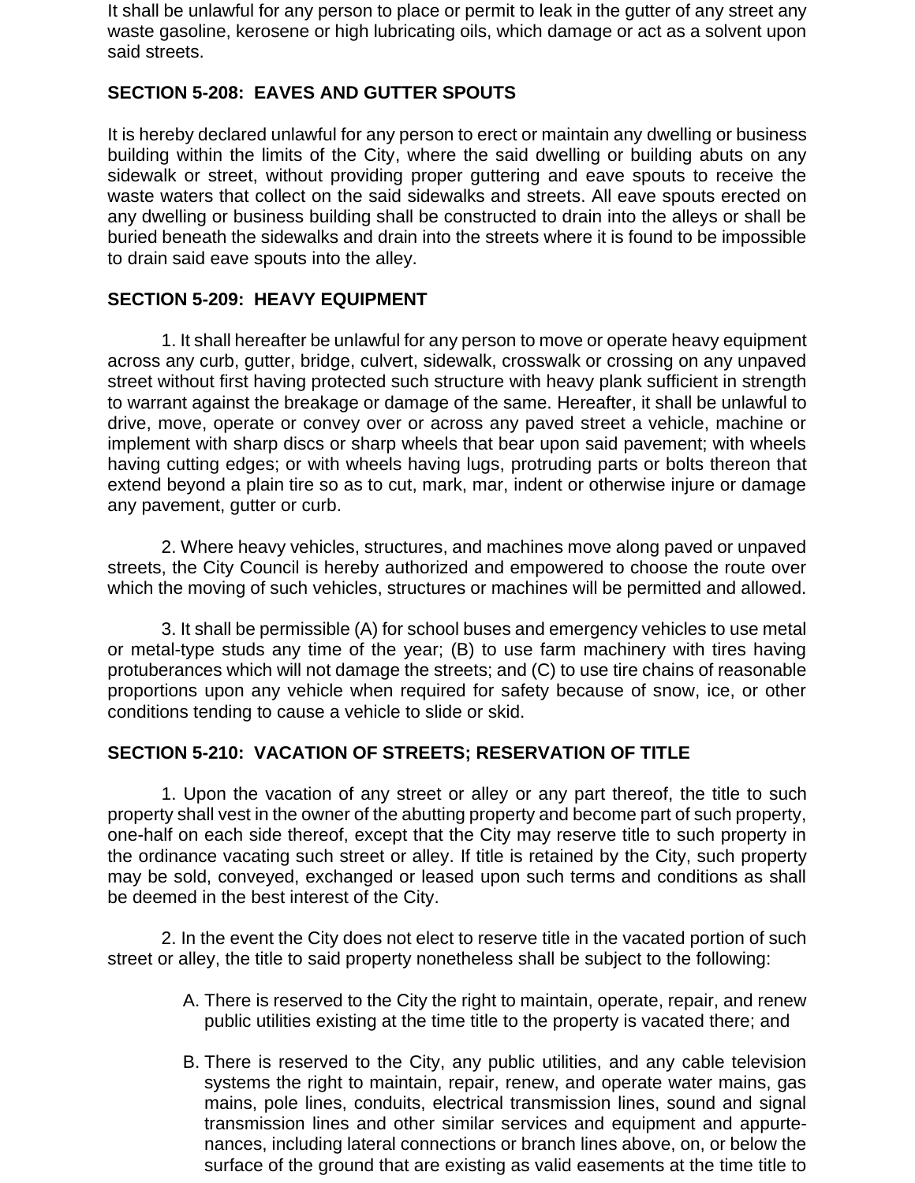It shall be unlawful for any person to place or permit to leak in the gutter of any street any waste gasoline, kerosene or high lubricating oils, which damage or act as a solvent upon said streets.

**SECTION 5-208: EAVES AND GUTTER SPOUTS**

It is hereby declared unlawful for any person to erect or maintain any dwelling or business building within the limits of the City, where the said dwelling or building abuts on any sidewalk or street, without providing proper guttering and eave spouts to receive the waste waters that collect on the said sidewalks and streets. All eave spouts erected on any dwelling or business building shall be constructed to drain into the alleys or shall be buried beneath the sidewalks and drain into the streets where it is found to be impossible to drain said eave spouts into the alley.

**SECTION 5-209: HEAVY EQUIPMENT**

1. It shall hereafter be unlawful for any person to move or operate heavy equipment across any curb, gutter, bridge, culvert, sidewalk, crosswalk or crossing on any unpaved street without first having protected such structure with heavy plank sufficient in strength to warrant against the breakage or damage of the same. Hereafter, it shall be unlawful to drive, move, operate or convey over or across any paved street a vehicle, machine or implement with sharp discs or sharp wheels that bear upon said pavement; with wheels having cutting edges; or with wheels having lugs, protruding parts or bolts thereon that extend beyond a plain tire so as to cut, mark, mar, indent or otherwise injure or damage any pavement, gutter or curb.

2. Where heavy vehicles, structures, and machines move along paved or unpaved streets, the City Council is hereby authorized and empowered to choose the route over which the moving of such vehicles, structures or machines will be permitted and allowed.

3. It shall be permissible (A) for school buses and emergency vehicles to use metal or metal-type studs any time of the year; (B) to use farm machinery with tires having protuberances which will not damage the streets; and (C) to use tire chains of reasonable proportions upon any vehicle when required for safety because of snow, ice, or other conditions tending to cause a vehicle to slide or skid.

**SECTION 5-210: VACATION OF STREETS; RESERVATION OF TITLE**

1. Upon the vacation of any street or alley or any part thereof, the title to such property shall vest in the owner of the abutting property and become part of such property, one-half on each side thereof, except that the City may reserve title to such property in the ordinance vacating such street or alley. If title is retained by the City, such property may be sold, conveyed, exchanged or leased upon such terms and conditions as shall be deemed in the best interest of the City.

2. In the event the City does not elect to reserve title in the vacated portion of such street or alley, the title to said property nonetheless shall be subject to the following:

A. There is reserved to the City the right to maintain, operate, repair, and renew public utilities existing at the time title to the property is vacated there; and

B. There is reserved to the City, any public utilities, and any cable television systems the right to maintain, repair, renew, and operate water mains, gas mains, pole lines, conduits, electrical transmission lines, sound and signal transmission lines and other similar services and equipment and appurtenances, including lateral connections or branch lines above, on, or below the surface of the ground that are existing as valid easements at the time title to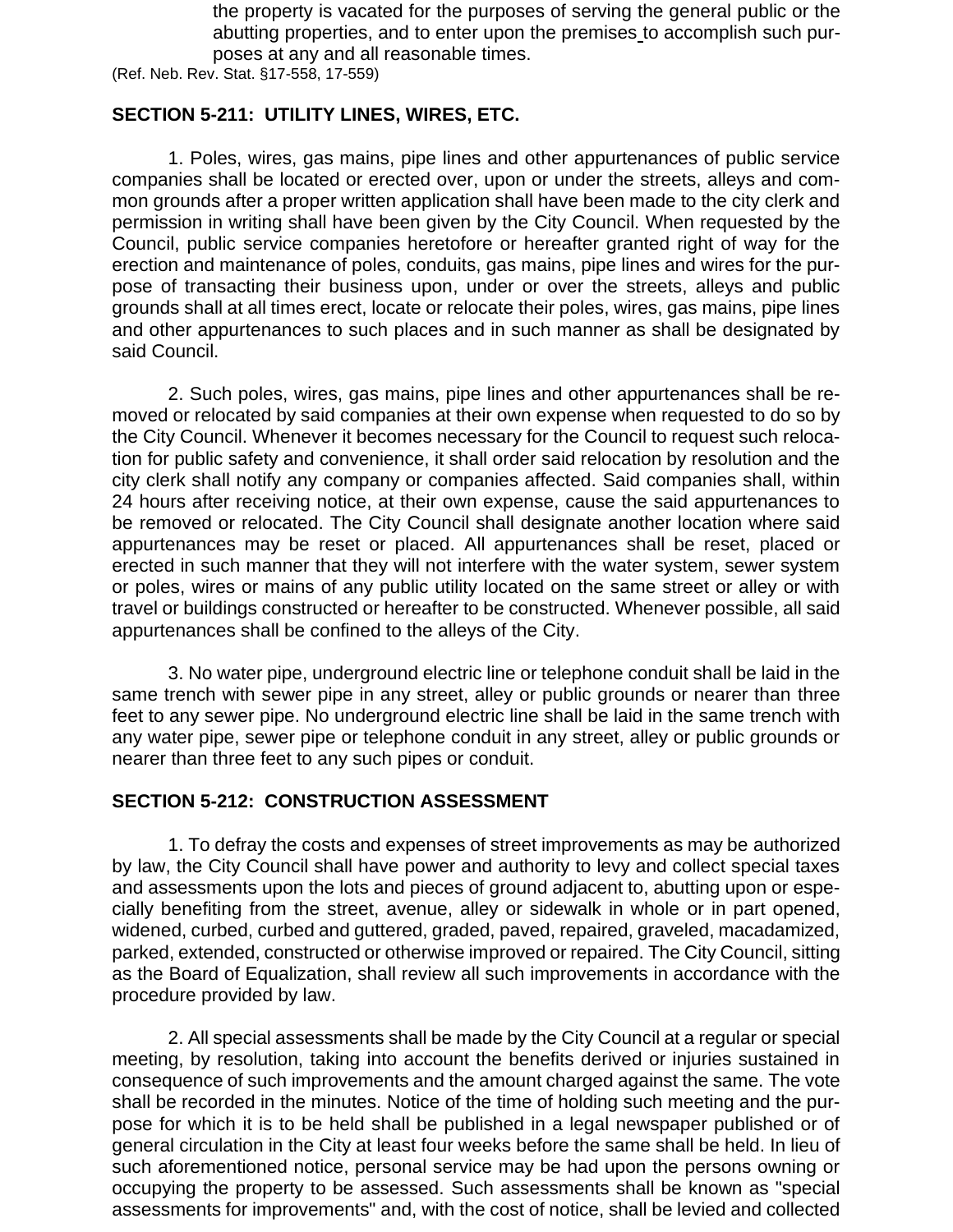the property is vacated for the purposes of serving the general public or the abutting properties, and to enter upon the premises to accomplish such purposes at any and all reasonable times.

(Ref. Neb. Rev. Stat. §17-558, 17-559)

**SECTION 5-211: UTILITY LINES, WIRES, ETC.**

1. Poles, wires, gas mains, pipe lines and other appurtenances of public service companies shall be located or erected over, upon or under the streets, alleys and common grounds after a proper written application shall have been made to the city clerk and permission in writing shall have been given by the City Council. When requested by the Council, public service companies heretofore or hereafter granted right of way for the erection and maintenance of poles, conduits, gas mains, pipe lines and wires for the purpose of transacting their business upon, under or over the streets, alleys and public grounds shall at all times erect, locate or relocate their poles, wires, gas mains, pipe lines and other appurtenances to such places and in such manner as shall be designated by said Council.

2. Such poles, wires, gas mains, pipe lines and other appurtenances shall be removed or relocated by said companies at their own expense when requested to do so by the City Council. Whenever it becomes necessary for the Council to request such relocation for public safety and convenience, it shall order said relocation by resolution and the city clerk shall notify any company or companies affected. Said companies shall, within 24 hours after receiving notice, at their own expense, cause the said appurtenances to be removed or relocated. The City Council shall designate another location where said appurtenances may be reset or placed. All appurtenances shall be reset, placed or erected in such manner that they will not interfere with the water system, sewer system or poles, wires or mains of any public utility located on the same street or alley or with travel or buildings constructed or hereafter to be constructed. Whenever possible, all said appurtenances shall be confined to the alleys of the City.

3. No water pipe, underground electric line or telephone conduit shall be laid in the same trench with sewer pipe in any street, alley or public grounds or nearer than three feet to any sewer pipe. No underground electric line shall be laid in the same trench with any water pipe, sewer pipe or telephone conduit in any street, alley or public grounds or nearer than three feet to any such pipes or conduit.

**SECTION 5-212: CONSTRUCTION ASSESSMENT**

1. To defray the costs and expenses of street improvements as may be authorized by law, the City Council shall have power and authority to levy and collect special taxes and assessments upon the lots and pieces of ground adjacent to, abutting upon or especially benefiting from the street, avenue, alley or sidewalk in whole or in part opened, widened, curbed, curbed and guttered, graded, paved, repaired, graveled, macadamized, parked, extended, constructed or otherwise improved or repaired. The City Council, sitting as the Board of Equalization, shall review all such improvements in accordance with the procedure provided by law.

2. All special assessments shall be made by the City Council at a regular or special meeting, by resolution, taking into account the benefits derived or injuries sustained in consequence of such improvements and the amount charged against the same. The vote shall be recorded in the minutes. Notice of the time of holding such meeting and the purpose for which it is to be held shall be published in a legal newspaper published or of general circulation in the City at least four weeks before the same shall be held. In lieu of such aforementioned notice, personal service may be had upon the persons owning or occupying the property to be assessed. Such assessments shall be known as "special assessments for improvements" and, with the cost of notice, shall be levied and collected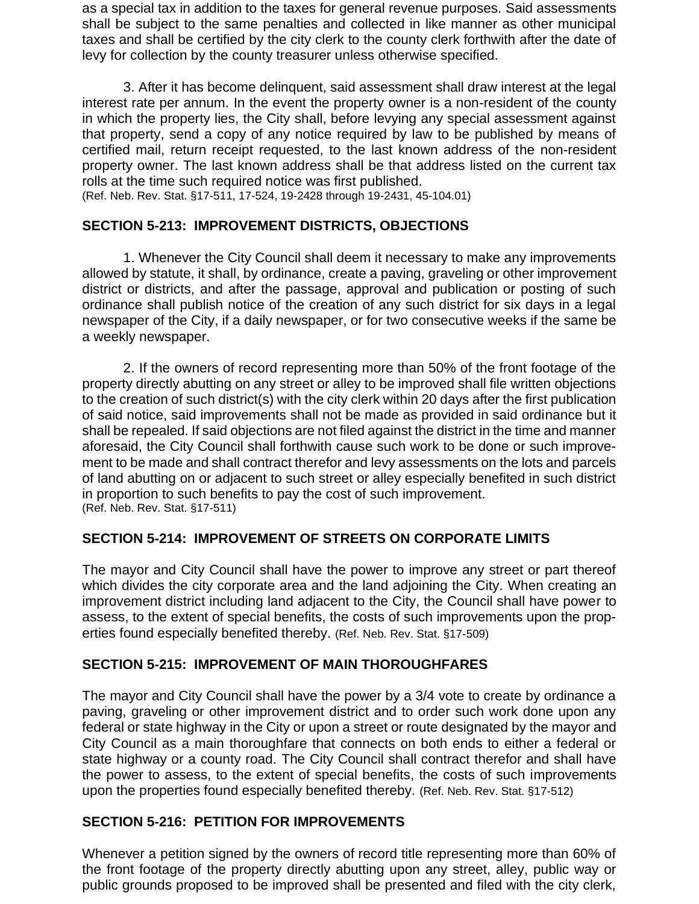as a special tax in addition to the taxes for general revenue purposes. Said assessments shall be subject to the same penalties and collected in like manner as other municipal taxes and shall be certified by the city clerk to the county clerk forthwith after the date of levy for collection by the county treasurer unless otherwise specified.

3. After it has become delinquent, said assessment shall draw interest at the legal interest rate per annum. In the event the property owner is a non-resident of the county in which the property lies, the City shall, before levying any special assessment against that property, send a copy of any notice required by law to be published by means of certified mail, return receipt requested, to the last known address of the non-resident property owner. The last known address shall be that address listed on the current tax rolls at the time such required notice was first published.
(Ref. Neb. Rev. Stat. §17-511, 17-524, 19-2428 through 19-2431, 45-104.01)

### SECTION 5-213: IMPROVEMENT DISTRICTS, OBJECTIONS

1. Whenever the City Council shall deem it necessary to make any improvements allowed by statute, it shall, by ordinance, create a paving, graveling or other improvement district or districts, and after the passage, approval and publication or posting of such ordinance shall publish notice of the creation of any such district for six days in a legal newspaper of the City, if a daily newspaper, or for two consecutive weeks if the same be a weekly newspaper.

2. If the owners of record representing more than 50% of the front footage of the property directly abutting on any street or alley to be improved shall file written objections to the creation of such district(s) with the city clerk within 20 days after the first publication of said notice, said improvements shall not be made as provided in said ordinance but it shall be repealed. If said objections are not filed against the district in the time and manner aforesaid, the City Council shall forthwith cause such work to be done or such improvement to be made and shall contract therefor and levy assessments on the lots and parcels of land abutting on or adjacent to such street or alley especially benefited in such district in proportion to such benefits to pay the cost of such improvement.
(Ref. Neb. Rev. Stat. §17-511)

### SECTION 5-214: IMPROVEMENT OF STREETS ON CORPORATE LIMITS

The mayor and City Council shall have the power to improve any street or part thereof which divides the city corporate area and the land adjoining the City. When creating an improvement district including land adjacent to the City, the Council shall have power to assess, to the extent of special benefits, the costs of such improvements upon the properties found especially benefited thereby. (Ref. Neb. Rev. Stat. §17-509)

### SECTION 5-215: IMPROVEMENT OF MAIN THOROUGHFARES

The mayor and City Council shall have the power by a 3/4 vote to create by ordinance a paving, graveling or other improvement district and to order such work done upon any federal or state highway in the City or upon a street or route designated by the mayor and City Council as a main thoroughfare that connects on both ends to either a federal or state highway or a county road. The City Council shall contract therefor and shall have the power to assess, to the extent of special benefits, the costs of such improvements upon the properties found especially benefited thereby. (Ref. Neb. Rev. Stat. §17-512)

### SECTION 5-216: PETITION FOR IMPROVEMENTS

Whenever a petition signed by the owners of record title representing more than 60% of the front footage of the property directly abutting upon any street, alley, public way or public grounds proposed to be improved shall be presented and filed with the city clerk,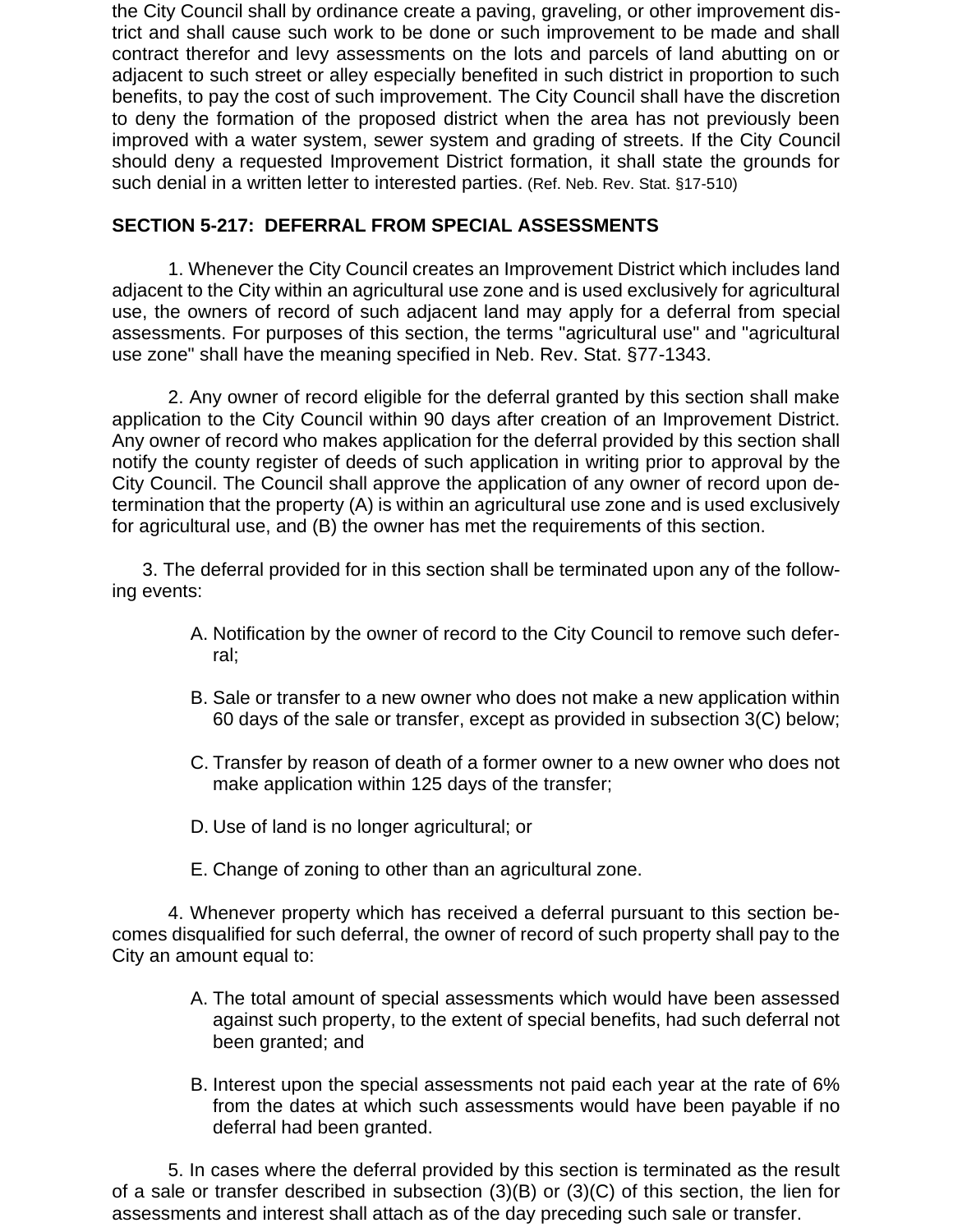the City Council shall by ordinance create a paving, graveling, or other improvement district and shall cause such work to be done or such improvement to be made and shall contract therefor and levy assessments on the lots and parcels of land abutting on or adjacent to such street or alley especially benefited in such district in proportion to such benefits, to pay the cost of such improvement. The City Council shall have the discretion to deny the formation of the proposed district when the area has not previously been improved with a water system, sewer system and grading of streets. If the City Council should deny a requested Improvement District formation, it shall state the grounds for such denial in a written letter to interested parties. (Ref. Neb. Rev. Stat. §17-510)

**SECTION 5-217: DEFERRAL FROM SPECIAL ASSESSMENTS**

1. Whenever the City Council creates an Improvement District which includes land adjacent to the City within an agricultural use zone and is used exclusively for agricultural use, the owners of record of such adjacent land may apply for a deferral from special assessments. For purposes of this section, the terms "agricultural use" and "agricultural use zone" shall have the meaning specified in Neb. Rev. Stat. §77-1343.

2. Any owner of record eligible for the deferral granted by this section shall make application to the City Council within 90 days after creation of an Improvement District. Any owner of record who makes application for the deferral provided by this section shall notify the county register of deeds of such application in writing prior to approval by the City Council. The Council shall approve the application of any owner of record upon determination that the property (A) is within an agricultural use zone and is used exclusively for agricultural use, and (B) the owner has met the requirements of this section.

3. The deferral provided for in this section shall be terminated upon any of the following events:

A. Notification by the owner of record to the City Council to remove such deferral;

B. Sale or transfer to a new owner who does not make a new application within 60 days of the sale or transfer, except as provided in subsection 3(C) below;

C. Transfer by reason of death of a former owner to a new owner who does not make application within 125 days of the transfer;

D. Use of land is no longer agricultural; or

E. Change of zoning to other than an agricultural zone.

4. Whenever property which has received a deferral pursuant to this section becomes disqualified for such deferral, the owner of record of such property shall pay to the City an amount equal to:

A. The total amount of special assessments which would have been assessed against such property, to the extent of special benefits, had such deferral not been granted; and

B. Interest upon the special assessments not paid each year at the rate of 6% from the dates at which such assessments would have been payable if no deferral had been granted.

5. In cases where the deferral provided by this section is terminated as the result of a sale or transfer described in subsection (3)(B) or (3)(C) of this section, the lien for assessments and interest shall attach as of the day preceding such sale or transfer.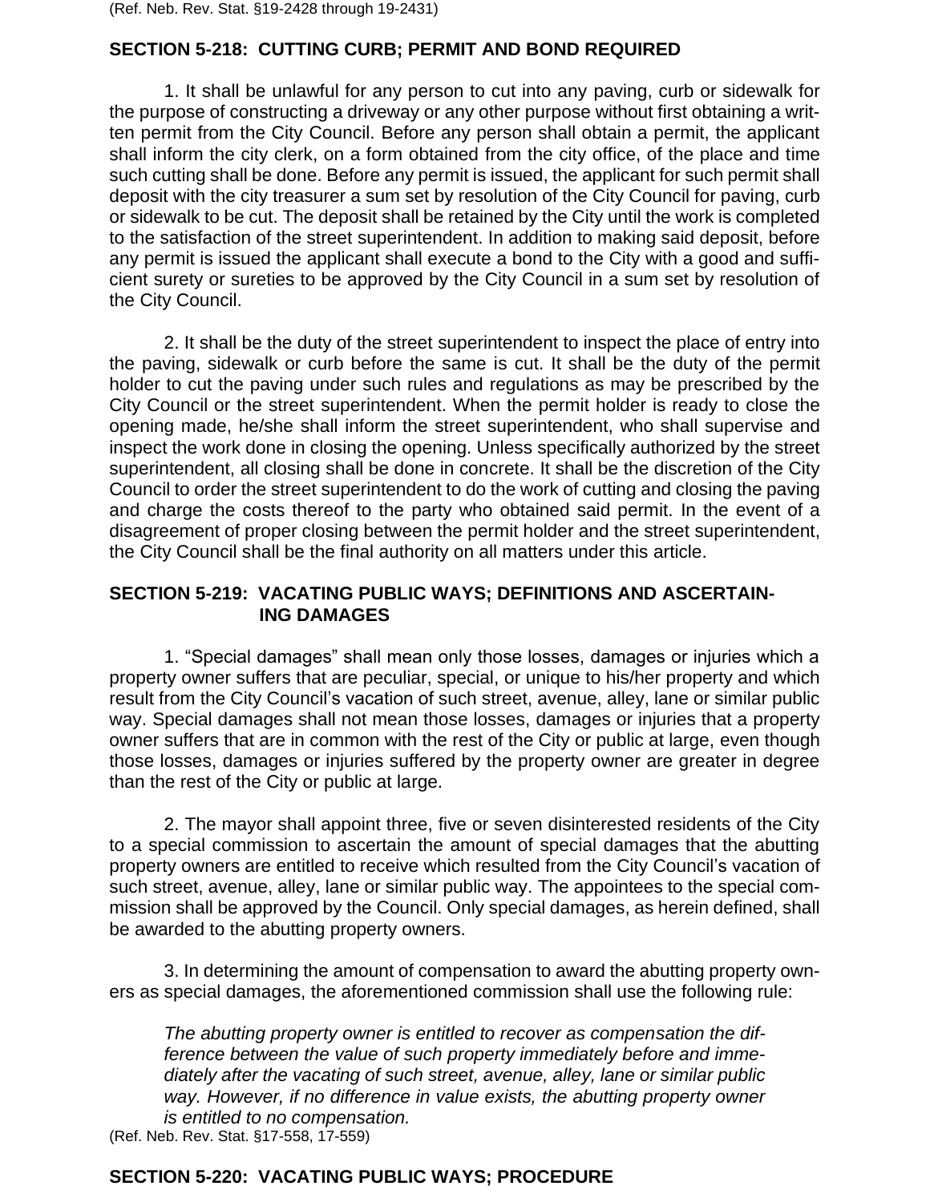(Ref. Neb. Rev. Stat. §19-2428 through 19-2431)

## SECTION 5-218: CUTTING CURB; PERMIT AND BOND REQUIRED

1. It shall be unlawful for any person to cut into any paving, curb or sidewalk for the purpose of constructing a driveway or any other purpose without first obtaining a written permit from the City Council. Before any person shall obtain a permit, the applicant shall inform the city clerk, on a form obtained from the city office, of the place and time such cutting shall be done. Before any permit is issued, the applicant for such permit shall deposit with the city treasurer a sum set by resolution of the City Council for paving, curb or sidewalk to be cut. The deposit shall be retained by the City until the work is completed to the satisfaction of the street superintendent. In addition to making said deposit, before any permit is issued the applicant shall execute a bond to the City with a good and sufficient surety or sureties to be approved by the City Council in a sum set by resolution of the City Council.

2. It shall be the duty of the street superintendent to inspect the place of entry into the paving, sidewalk or curb before the same is cut. It shall be the duty of the permit holder to cut the paving under such rules and regulations as may be prescribed by the City Council or the street superintendent. When the permit holder is ready to close the opening made, he/she shall inform the street superintendent, who shall supervise and inspect the work done in closing the opening. Unless specifically authorized by the street superintendent, all closing shall be done in concrete. It shall be the discretion of the City Council to order the street superintendent to do the work of cutting and closing the paving and charge the costs thereof to the party who obtained said permit. In the event of a disagreement of proper closing between the permit holder and the street superintendent, the City Council shall be the final authority on all matters under this article.

## SECTION 5-219: VACATING PUBLIC WAYS; DEFINITIONS AND ASCERTAINING DAMAGES

1. “Special damages” shall mean only those losses, damages or injuries which a property owner suffers that are peculiar, special, or unique to his/her property and which result from the City Council’s vacation of such street, avenue, alley, lane or similar public way. Special damages shall not mean those losses, damages or injuries that a property owner suffers that are in common with the rest of the City or public at large, even though those losses, damages or injuries suffered by the property owner are greater in degree than the rest of the City or public at large.

2. The mayor shall appoint three, five or seven disinterested residents of the City to a special commission to ascertain the amount of special damages that the abutting property owners are entitled to receive which resulted from the City Council’s vacation of such street, avenue, alley, lane or similar public way. The appointees to the special commission shall be approved by the Council. Only special damages, as herein defined, shall be awarded to the abutting property owners.

3. In determining the amount of compensation to award the abutting property owners as special damages, the aforementioned commission shall use the following rule:

> *The abutting property owner is entitled to recover as compensation the difference between the value of such property immediately before and immediately after the vacating of such street, avenue, alley, lane or similar public way. However, if no difference in value exists, the abutting property owner is entitled to no compensation.*

(Ref. Neb. Rev. Stat. §17-558, 17-559)

## SECTION 5-220: VACATING PUBLIC WAYS; PROCEDURE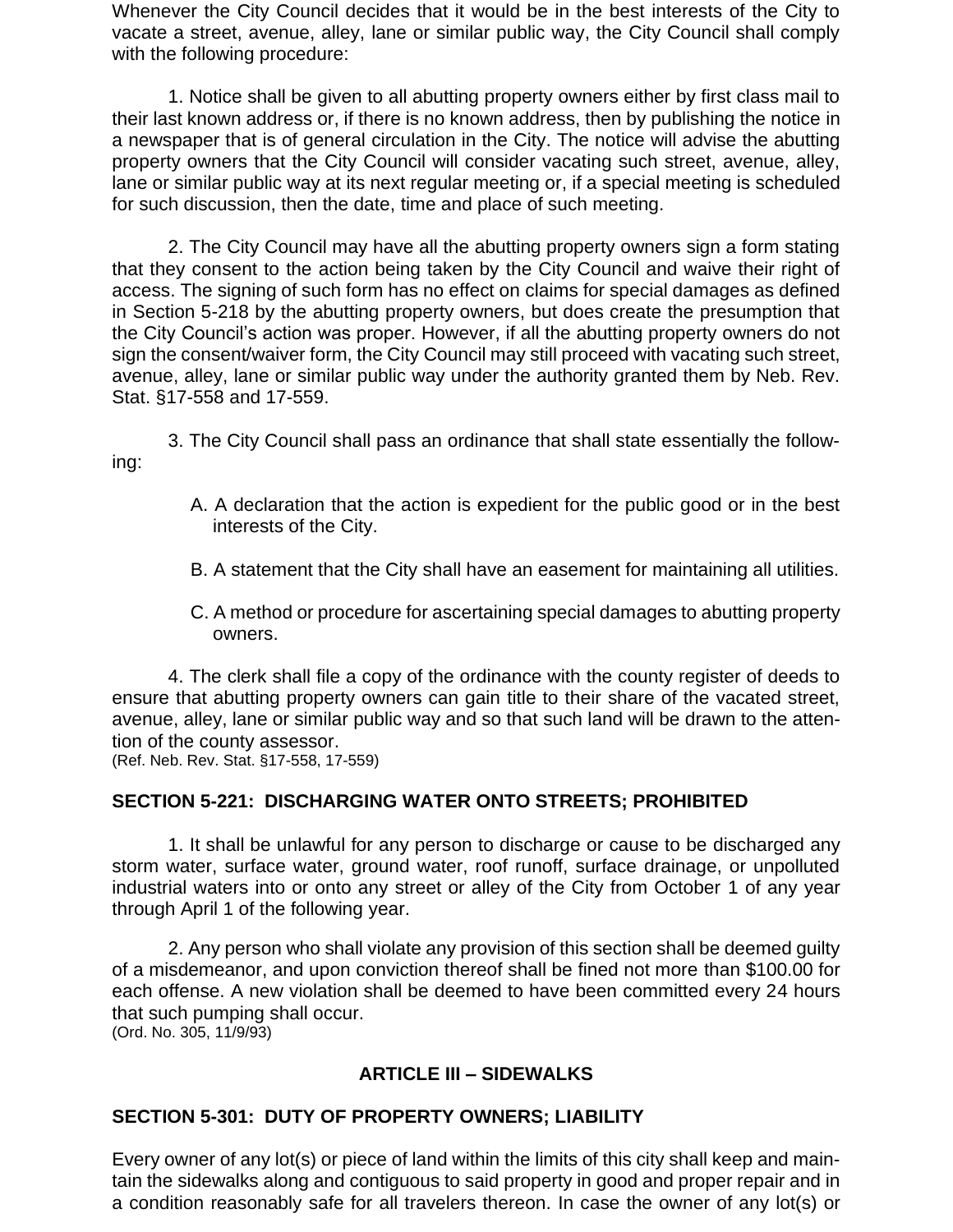Whenever the City Council decides that it would be in the best interests of the City to vacate a street, avenue, alley, lane or similar public way, the City Council shall comply with the following procedure:

1. Notice shall be given to all abutting property owners either by first class mail to their last known address or, if there is no known address, then by publishing the notice in a newspaper that is of general circulation in the City. The notice will advise the abutting property owners that the City Council will consider vacating such street, avenue, alley, lane or similar public way at its next regular meeting or, if a special meeting is scheduled for such discussion, then the date, time and place of such meeting.

2. The City Council may have all the abutting property owners sign a form stating that they consent to the action being taken by the City Council and waive their right of access. The signing of such form has no effect on claims for special damages as defined in Section 5-218 by the abutting property owners, but does create the presumption that the City Council's action was proper. However, if all the abutting property owners do not sign the consent/waiver form, the City Council may still proceed with vacating such street, avenue, alley, lane or similar public way under the authority granted them by Neb. Rev. Stat. §17-558 and 17-559.

3. The City Council shall pass an ordinance that shall state essentially the following:

A. A declaration that the action is expedient for the public good or in the best interests of the City.

B. A statement that the City shall have an easement for maintaining all utilities.

C. A method or procedure for ascertaining special damages to abutting property owners.

4. The clerk shall file a copy of the ordinance with the county register of deeds to ensure that abutting property owners can gain title to their share of the vacated street, avenue, alley, lane or similar public way and so that such land will be drawn to the attention of the county assessor.
(Ref. Neb. Rev. Stat. §17-558, 17-559)

### SECTION 5-221: DISCHARGING WATER ONTO STREETS; PROHIBITED

1. It shall be unlawful for any person to discharge or cause to be discharged any storm water, surface water, ground water, roof runoff, surface drainage, or unpolluted industrial waters into or onto any street or alley of the City from October 1 of any year through April 1 of the following year.

2. Any person who shall violate any provision of this section shall be deemed guilty of a misdemeanor, and upon conviction thereof shall be fined not more than $100.00 for each offense. A new violation shall be deemed to have been committed every 24 hours that such pumping shall occur.
(Ord. No. 305, 11/9/93)

## ARTICLE III – SIDEWALKS

### SECTION 5-301: DUTY OF PROPERTY OWNERS; LIABILITY

Every owner of any lot(s) or piece of land within the limits of this city shall keep and maintain the sidewalks along and contiguous to said property in good and proper repair and in a condition reasonably safe for all travelers thereon. In case the owner of any lot(s) or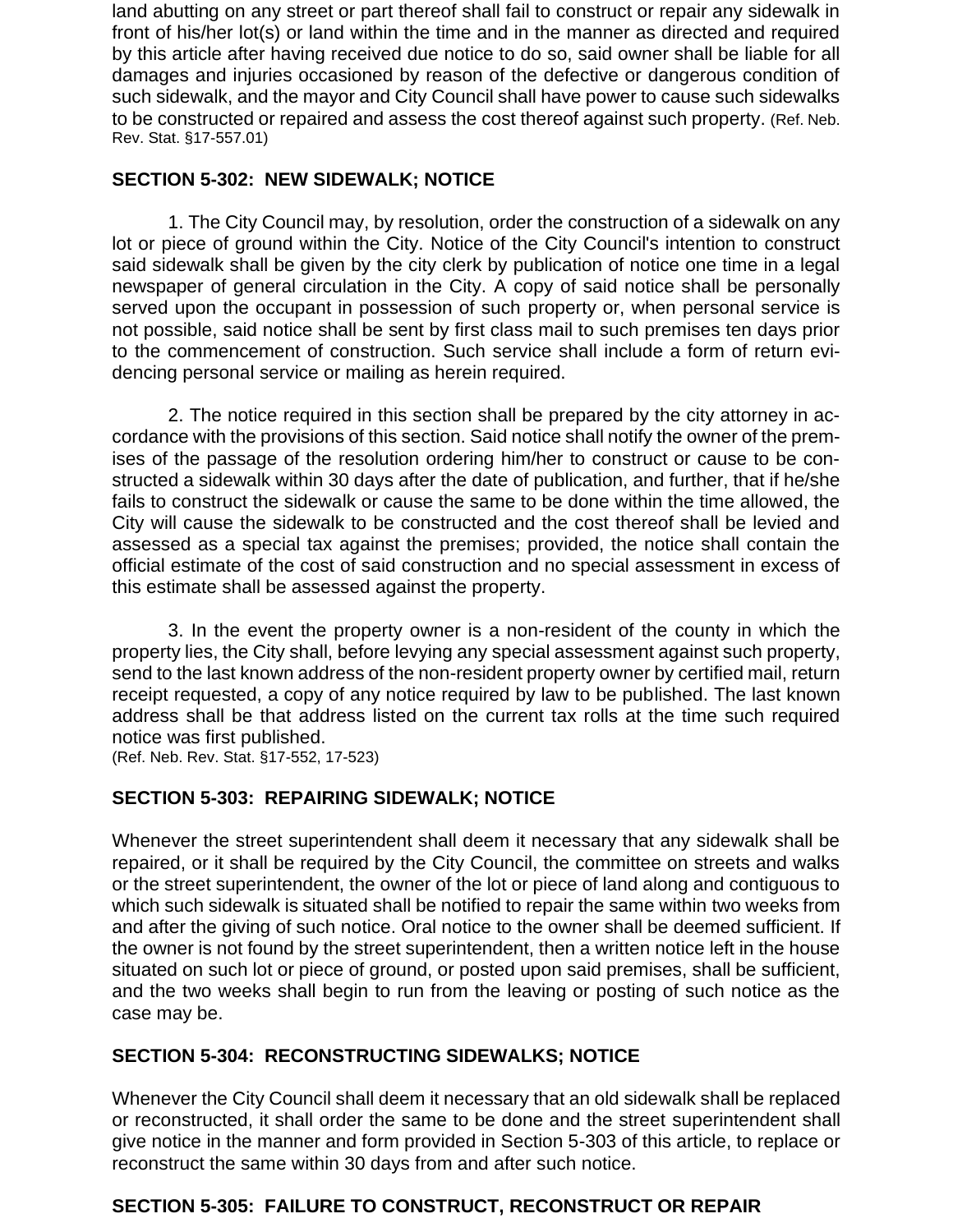land abutting on any street or part thereof shall fail to construct or repair any sidewalk in front of his/her lot(s) or land within the time and in the manner as directed and required by this article after having received due notice to do so, said owner shall be liable for all damages and injuries occasioned by reason of the defective or dangerous condition of such sidewalk, and the mayor and City Council shall have power to cause such sidewalks to be constructed or repaired and assess the cost thereof against such property. (Ref. Neb. Rev. Stat. §17-557.01)

### SECTION 5-302: NEW SIDEWALK; NOTICE

1. The City Council may, by resolution, order the construction of a sidewalk on any lot or piece of ground within the City. Notice of the City Council's intention to construct said sidewalk shall be given by the city clerk by publication of notice one time in a legal newspaper of general circulation in the City. A copy of said notice shall be personally served upon the occupant in possession of such property or, when personal service is not possible, said notice shall be sent by first class mail to such premises ten days prior to the commencement of construction. Such service shall include a form of return evidencing personal service or mailing as herein required.

2. The notice required in this section shall be prepared by the city attorney in accordance with the provisions of this section. Said notice shall notify the owner of the premises of the passage of the resolution ordering him/her to construct or cause to be constructed a sidewalk within 30 days after the date of publication, and further, that if he/she fails to construct the sidewalk or cause the same to be done within the time allowed, the City will cause the sidewalk to be constructed and the cost thereof shall be levied and assessed as a special tax against the premises; provided, the notice shall contain the official estimate of the cost of said construction and no special assessment in excess of this estimate shall be assessed against the property.

3. In the event the property owner is a non-resident of the county in which the property lies, the City shall, before levying any special assessment against such property, send to the last known address of the non-resident property owner by certified mail, return receipt requested, a copy of any notice required by law to be published. The last known address shall be that address listed on the current tax rolls at the time such required notice was first published.
(Ref. Neb. Rev. Stat. §17-552, 17-523)

### SECTION 5-303: REPAIRING SIDEWALK; NOTICE

Whenever the street superintendent shall deem it necessary that any sidewalk shall be repaired, or it shall be required by the City Council, the committee on streets and walks or the street superintendent, the owner of the lot or piece of land along and contiguous to which such sidewalk is situated shall be notified to repair the same within two weeks from and after the giving of such notice. Oral notice to the owner shall be deemed sufficient. If the owner is not found by the street superintendent, then a written notice left in the house situated on such lot or piece of ground, or posted upon said premises, shall be sufficient, and the two weeks shall begin to run from the leaving or posting of such notice as the case may be.

### SECTION 5-304: RECONSTRUCTING SIDEWALKS; NOTICE

Whenever the City Council shall deem it necessary that an old sidewalk shall be replaced or reconstructed, it shall order the same to be done and the street superintendent shall give notice in the manner and form provided in Section 5-303 of this article, to replace or reconstruct the same within 30 days from and after such notice.

### SECTION 5-305: FAILURE TO CONSTRUCT, RECONSTRUCT OR REPAIR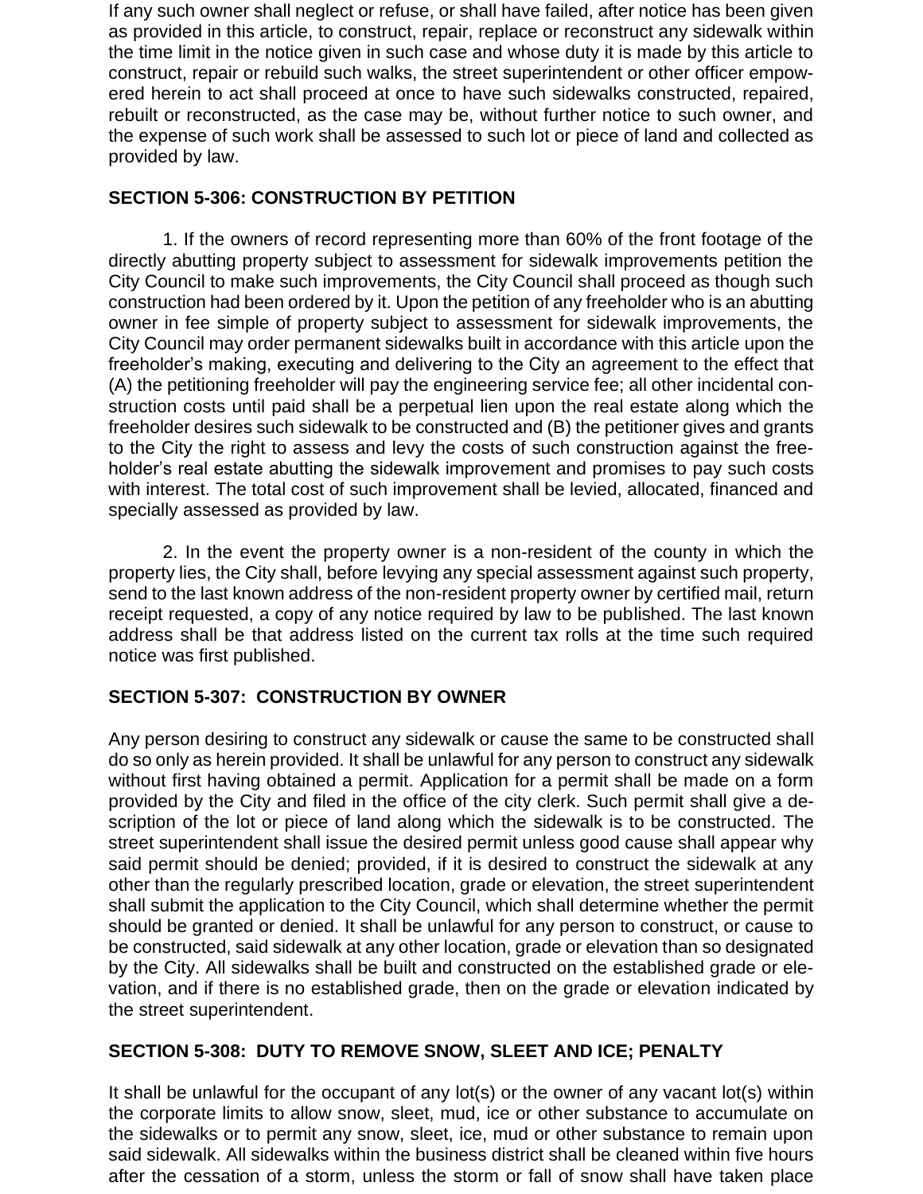If any such owner shall neglect or refuse, or shall have failed, after notice has been given as provided in this article, to construct, repair, replace or reconstruct any sidewalk within the time limit in the notice given in such case and whose duty it is made by this article to construct, repair or rebuild such walks, the street superintendent or other officer empowered herein to act shall proceed at once to have such sidewalks constructed, repaired, rebuilt or reconstructed, as the case may be, without further notice to such owner, and the expense of such work shall be assessed to such lot or piece of land and collected as provided by law.

## SECTION 5-306: CONSTRUCTION BY PETITION

1. If the owners of record representing more than 60% of the front footage of the directly abutting property subject to assessment for sidewalk improvements petition the City Council to make such improvements, the City Council shall proceed as though such construction had been ordered by it. Upon the petition of any freeholder who is an abutting owner in fee simple of property subject to assessment for sidewalk improvements, the City Council may order permanent sidewalks built in accordance with this article upon the freeholder's making, executing and delivering to the City an agreement to the effect that (A) the petitioning freeholder will pay the engineering service fee; all other incidental construction costs until paid shall be a perpetual lien upon the real estate along which the freeholder desires such sidewalk to be constructed and (B) the petitioner gives and grants to the City the right to assess and levy the costs of such construction against the freeholder's real estate abutting the sidewalk improvement and promises to pay such costs with interest. The total cost of such improvement shall be levied, allocated, financed and specially assessed as provided by law.

2. In the event the property owner is a non-resident of the county in which the property lies, the City shall, before levying any special assessment against such property, send to the last known address of the non-resident property owner by certified mail, return receipt requested, a copy of any notice required by law to be published. The last known address shall be that address listed on the current tax rolls at the time such required notice was first published.

## SECTION 5-307: CONSTRUCTION BY OWNER

Any person desiring to construct any sidewalk or cause the same to be constructed shall do so only as herein provided. It shall be unlawful for any person to construct any sidewalk without first having obtained a permit. Application for a permit shall be made on a form provided by the City and filed in the office of the city clerk. Such permit shall give a description of the lot or piece of land along which the sidewalk is to be constructed. The street superintendent shall issue the desired permit unless good cause shall appear why said permit should be denied; provided, if it is desired to construct the sidewalk at any other than the regularly prescribed location, grade or elevation, the street superintendent shall submit the application to the City Council, which shall determine whether the permit should be granted or denied. It shall be unlawful for any person to construct, or cause to be constructed, said sidewalk at any other location, grade or elevation than so designated by the City. All sidewalks shall be built and constructed on the established grade or elevation, and if there is no established grade, then on the grade or elevation indicated by the street superintendent.

## SECTION 5-308: DUTY TO REMOVE SNOW, SLEET AND ICE; PENALTY

It shall be unlawful for the occupant of any lot(s) or the owner of any vacant lot(s) within the corporate limits to allow snow, sleet, mud, ice or other substance to accumulate on the sidewalks or to permit any snow, sleet, ice, mud or other substance to remain upon said sidewalk. All sidewalks within the business district shall be cleaned within five hours after the cessation of a storm, unless the storm or fall of snow shall have taken place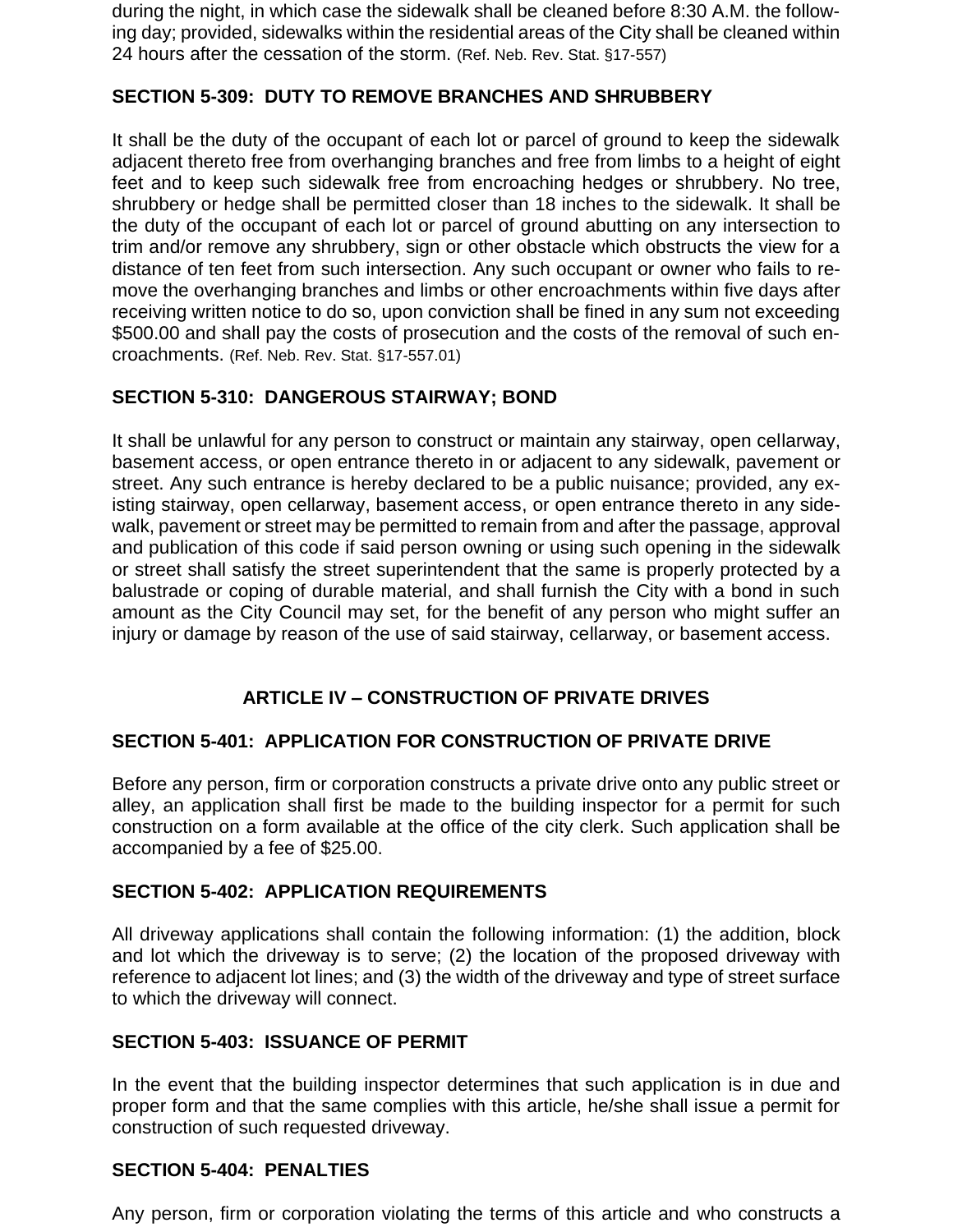during the night, in which case the sidewalk shall be cleaned before 8:30 A.M. the following day; provided, sidewalks within the residential areas of the City shall be cleaned within 24 hours after the cessation of the storm. (Ref. Neb. Rev. Stat. §17-557)

### SECTION 5-309: DUTY TO REMOVE BRANCHES AND SHRUBBERY

It shall be the duty of the occupant of each lot or parcel of ground to keep the sidewalk adjacent thereto free from overhanging branches and free from limbs to a height of eight feet and to keep such sidewalk free from encroaching hedges or shrubbery. No tree, shrubbery or hedge shall be permitted closer than 18 inches to the sidewalk. It shall be the duty of the occupant of each lot or parcel of ground abutting on any intersection to trim and/or remove any shrubbery, sign or other obstacle which obstructs the view for a distance of ten feet from such intersection. Any such occupant or owner who fails to remove the overhanging branches and limbs or other encroachments within five days after receiving written notice to do so, upon conviction shall be fined in any sum not exceeding $500.00 and shall pay the costs of prosecution and the costs of the removal of such encroachments. (Ref. Neb. Rev. Stat. §17-557.01)

### SECTION 5-310: DANGEROUS STAIRWAY; BOND

It shall be unlawful for any person to construct or maintain any stairway, open cellarway, basement access, or open entrance thereto in or adjacent to any sidewalk, pavement or street. Any such entrance is hereby declared to be a public nuisance; provided, any existing stairway, open cellarway, basement access, or open entrance thereto in any sidewalk, pavement or street may be permitted to remain from and after the passage, approval and publication of this code if said person owning or using such opening in the sidewalk or street shall satisfy the street superintendent that the same is properly protected by a balustrade or coping of durable material, and shall furnish the City with a bond in such amount as the City Council may set, for the benefit of any person who might suffer an injury or damage by reason of the use of said stairway, cellarway, or basement access.

## ARTICLE IV – CONSTRUCTION OF PRIVATE DRIVES

### SECTION 5-401: APPLICATION FOR CONSTRUCTION OF PRIVATE DRIVE

Before any person, firm or corporation constructs a private drive onto any public street or alley, an application shall first be made to the building inspector for a permit for such construction on a form available at the office of the city clerk. Such application shall be accompanied by a fee of $25.00.

### SECTION 5-402: APPLICATION REQUIREMENTS

All driveway applications shall contain the following information: (1) the addition, block and lot which the driveway is to serve; (2) the location of the proposed driveway with reference to adjacent lot lines; and (3) the width of the driveway and type of street surface to which the driveway will connect.

### SECTION 5-403: ISSUANCE OF PERMIT

In the event that the building inspector determines that such application is in due and proper form and that the same complies with this article, he/she shall issue a permit for construction of such requested driveway.

### SECTION 5-404: PENALTIES

Any person, firm or corporation violating the terms of this article and who constructs a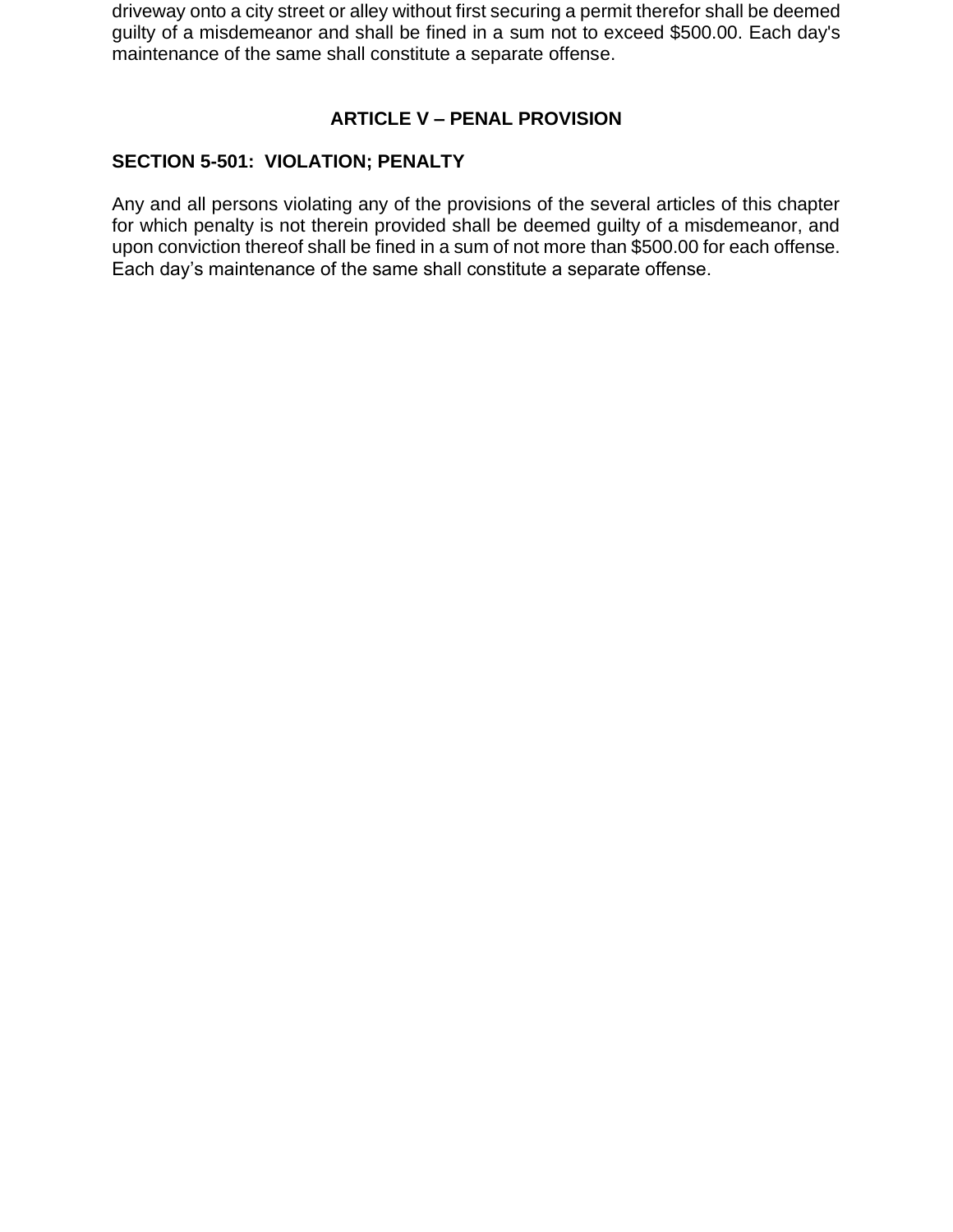driveway onto a city street or alley without first securing a permit therefor shall be deemed guilty of a misdemeanor and shall be fined in a sum not to exceed $500.00. Each day's maintenance of the same shall constitute a separate offense.

## ARTICLE V – PENAL PROVISION

### SECTION 5-501: VIOLATION; PENALTY

Any and all persons violating any of the provisions of the several articles of this chapter for which penalty is not therein provided shall be deemed guilty of a misdemeanor, and upon conviction thereof shall be fined in a sum of not more than $500.00 for each offense. Each day's maintenance of the same shall constitute a separate offense.